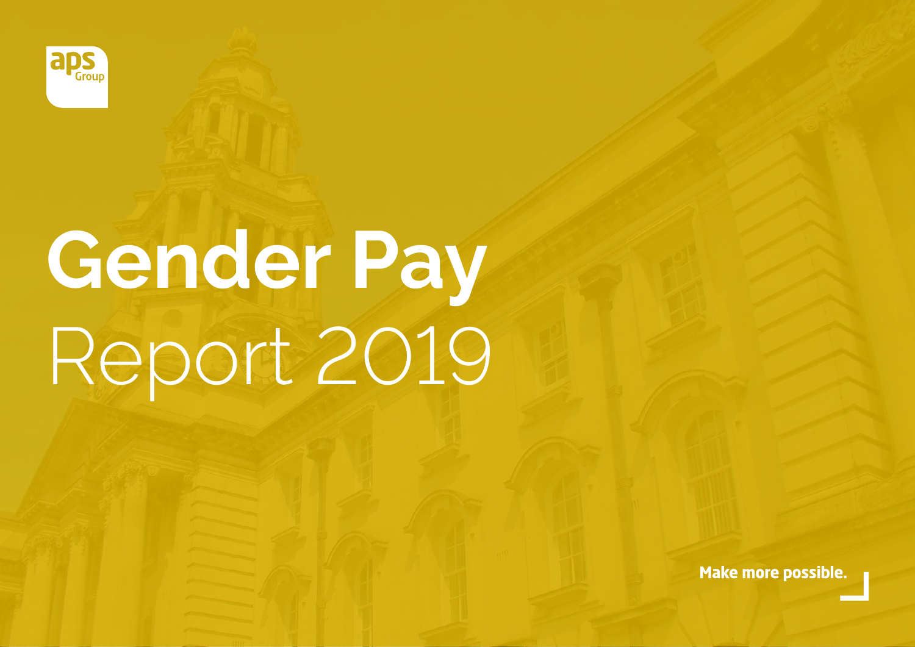aps Group

# Gender Pay Report 2019

Make more possible.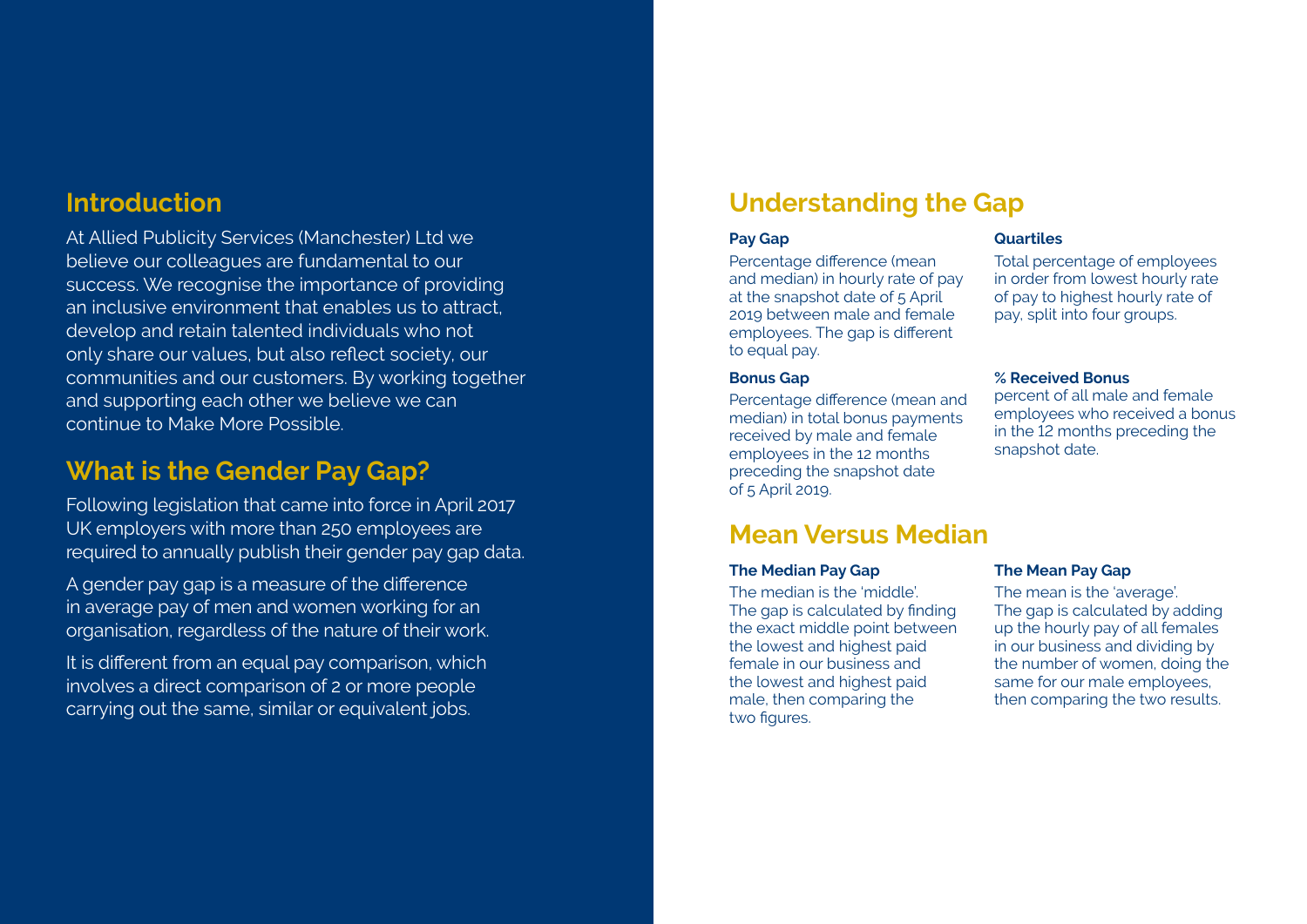## Introduction

At Allied Publicity Services (Manchester) Ltd we believe our colleagues are fundamental to our success. We recognise the importance of providing an inclusive environment that enables us to attract, develop and retain talented individuals who not only share our values, but also reflect society, our communities and our customers. By working together and supporting each other we believe we can continue to Make More Possible.

## What is the Gender Pay Gap?

Following legislation that came into force in April 2017 UK employers with more than 250 employees are required to annually publish their gender pay gap data.

A gender pay gap is a measure of the difference in average pay of men and women working for an organisation, regardless of the nature of their work.

It is different from an equal pay comparison, which involves a direct comparison of 2 or more people carrying out the same, similar or equivalent jobs.

## Understanding the Gap

**Pay Gap**

Percentage difference (mean and median) in hourly rate of pay at the snapshot date of 5 April 2019 between male and female employees. The gap is different to equal pay.

**Quartiles**

Total percentage of employees in order from lowest hourly rate of pay to highest hourly rate of pay, split into four groups.

**Bonus Gap**

Percentage difference (mean and median) in total bonus payments received by male and female employees in the 12 months preceding the snapshot date of 5 April 2019.

**% Received Bonus**

percent of all male and female employees who received a bonus in the 12 months preceding the snapshot date.

## Mean Versus Median

**The Median Pay Gap**

The median is the 'middle'. The gap is calculated by finding the exact middle point between the lowest and highest paid female in our business and the lowest and highest paid male, then comparing the two figures.

**The Mean Pay Gap**

The mean is the 'average'. The gap is calculated by adding up the hourly pay of all females in our business and dividing by the number of women, doing the same for our male employees, then comparing the two results.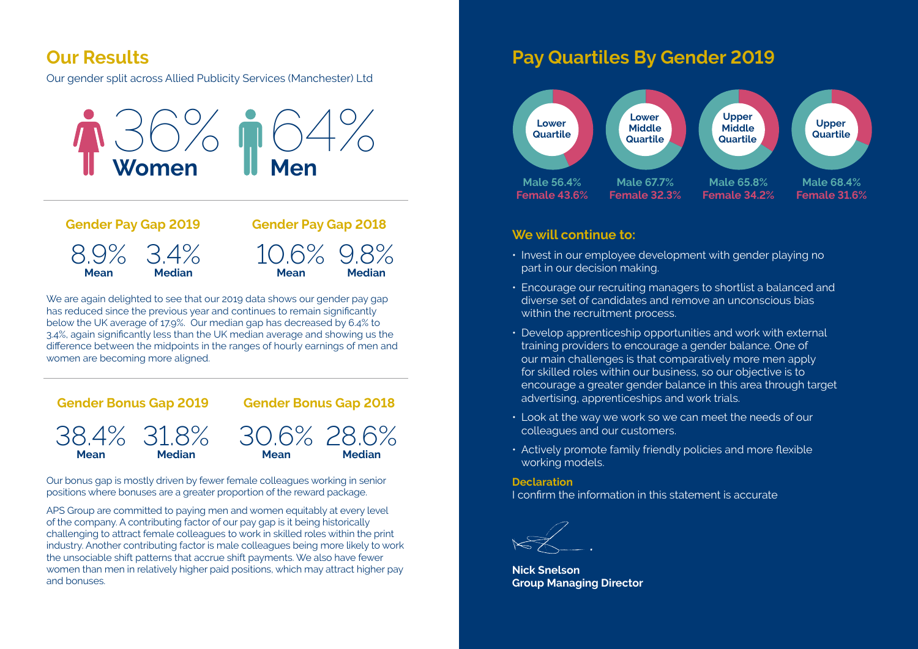## Our Results

Our gender split across Allied Publicity Services (Manchester) Ltd

36% **Women**

64% **Men**

### Gender Pay Gap 2019

8.9% **Mean**

3.4% **Median**

### Gender Pay Gap 2018

10.6% **Mean**

9.8% **Median**

We are again delighted to see that our 2019 data shows our gender pay gap has reduced since the previous year and continues to remain significantly below the UK average of 17.9%. Our median gap has decreased by 6.4% to 3.4%, again significantly less than the UK median average and showing us the difference between the midpoints in the ranges of hourly earnings of men and women are becoming more aligned.

### Gender Bonus Gap 2019

38.4% **Mean**

31.8% **Median**

### Gender Bonus Gap 2018

30.6% **Mean**

28.6% **Median**

Our bonus gap is mostly driven by fewer female colleagues working in senior positions where bonuses are a greater proportion of the reward package.

APS Group are committed to paying men and women equitably at every level of the company. A contributing factor of our pay gap is it being historically challenging to attract female colleagues to work in skilled roles within the print industry. Another contributing factor is male colleagues being more likely to work the unsociable shift patterns that accrue shift payments. We also have fewer women than men in relatively higher paid positions, which may attract higher pay and bonuses.

## Pay Quartiles By Gender 2019

**Lower Quartile**
Male 56.4%
Female 43.6%

**Lower Middle Quartile**
Male 67.7%
Female 32.3%

**Upper Middle Quartile**
Male 65.8%
Female 34.2%

**Upper Quartile**
Male 68.4%
Female 31.6%

### We will continue to:

- Invest in our employee development with gender playing no part in our decision making.
- Encourage our recruiting managers to shortlist a balanced and diverse set of candidates and remove an unconscious bias within the recruitment process.
- Develop apprenticeship opportunities and work with external training providers to encourage a gender balance. One of our main challenges is that comparatively more men apply for skilled roles within our business, so our objective is to encourage a greater gender balance in this area through target advertising, apprenticeships and work trials.
- Look at the way we work so we can meet the needs of our colleagues and our customers.
- Actively promote family friendly policies and more flexible working models.

**Declaration**

I confirm the information in this statement is accurate

**Nick Snelson**
**Group Managing Director**